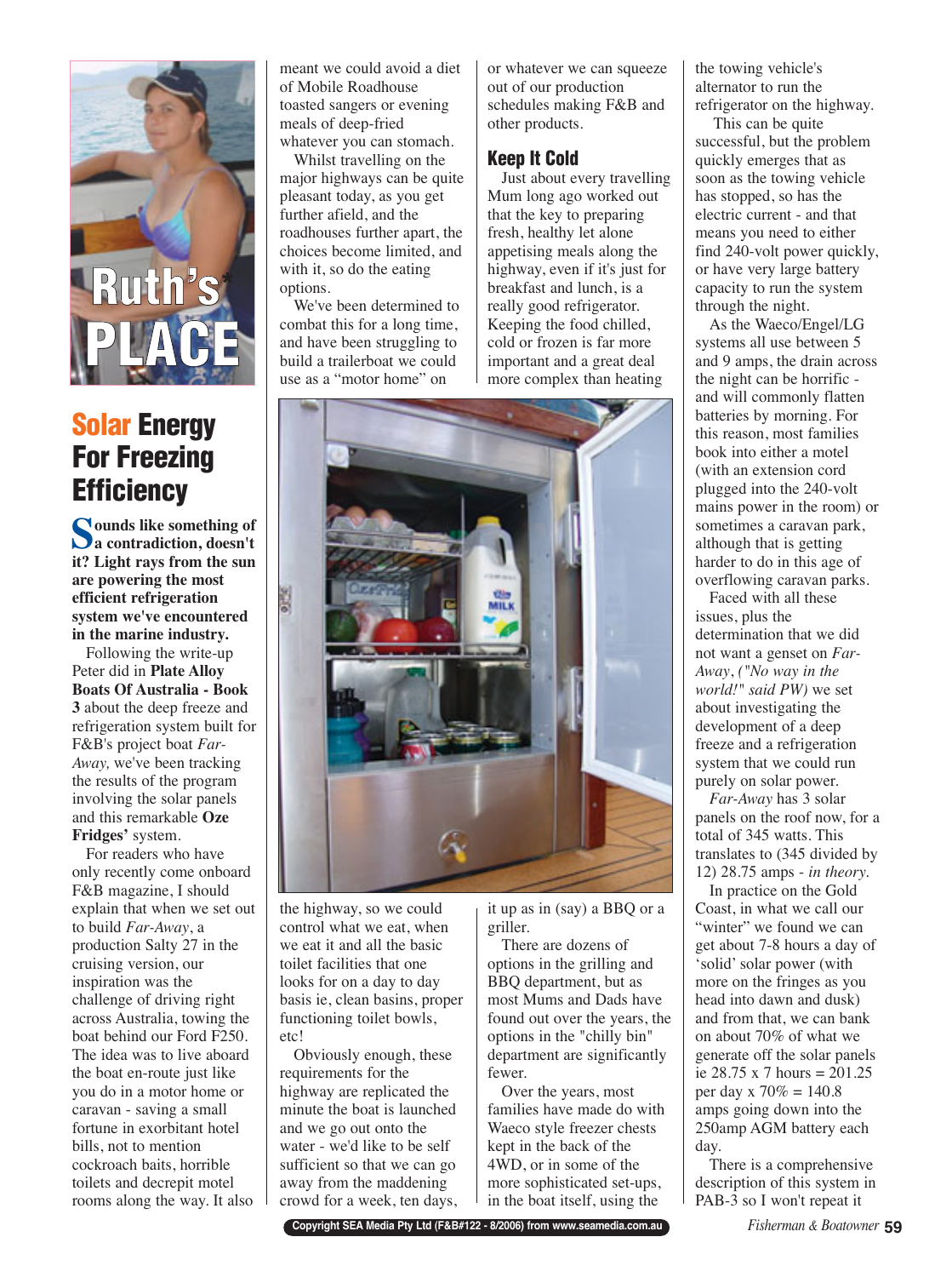# Ruth's PLACE

## Solar Energy For Freezing Efficiency

**Sounds like something of a contradiction, doesn't it? Light rays from the sun are powering the most efficient refrigeration system we've encountered in the marine industry.**

Following the write-up Peter did in **Plate Alloy Boats Of Australia - Book 3** about the deep freeze and refrigeration system built for F&B's project boat *Far-Away,* we've been tracking the results of the program involving the solar panels and this remarkable **Oze Fridges'** system.

For readers who have only recently come onboard F&B magazine, I should explain that when we set out to build *Far-Away*, a production Salty 27 in the cruising version, our inspiration was the challenge of driving right across Australia, towing the boat behind our Ford F250. The idea was to live aboard the boat en-route just like you do in a motor home or caravan - saving a small fortune in exorbitant hotel bills, not to mention cockroach baits, horrible toilets and decrepit motel rooms along the way. It also meant we could avoid a diet of Mobile Roadhouse toasted sangers or evening meals of deep-fried whatever you can stomach.

Whilst travelling on the major highways can be quite pleasant today, as you get further afield, and the roadhouses further apart, the choices become limited, and with it, so do the eating options.

We've been determined to combat this for a long time, and have been struggling to build a trailerboat we could use as a "motor home" on the highway, so we could control what we eat, when we eat it and all the basic toilet facilities that one looks for on a day to day basis ie, clean basins, proper functioning toilet bowls, etc!

Obviously enough, these requirements for the highway are replicated the minute the boat is launched and we go out onto the water - we'd like to be self sufficient so that we can go away from the maddening crowd for a week, ten days, or whatever we can squeeze out of our production schedules making F&B and other products.

### Keep It Cold

Just about every travelling Mum long ago worked out that the key to preparing fresh, healthy let alone appetising meals along the highway, even if it's just for breakfast and lunch, is a really good refrigerator. Keeping the food chilled, cold or frozen is far more important and a great deal more complex than heating it up as in (say) a BBQ or a griller.

There are dozens of options in the grilling and BBQ department, but as most Mums and Dads have found out over the years, the options in the "chilly bin" department are significantly fewer.

Over the years, most families have made do with Waeco style freezer chests kept in the back of the 4WD, or in some of the more sophisticated set-ups, in the boat itself, using the the towing vehicle's alternator to run the refrigerator on the highway.

This can be quite successful, but the problem quickly emerges that as soon as the towing vehicle has stopped, so has the electric current - and that means you need to either find 240-volt power quickly, or have very large battery capacity to run the system through the night.

As the Waeco/Engel/LG systems all use between 5 and 9 amps, the drain across the night can be horrific - and will commonly flatten batteries by morning. For this reason, most families book into either a motel (with an extension cord plugged into the 240-volt mains power in the room) or sometimes a caravan park, although that is getting harder to do in this age of overflowing caravan parks.

Faced with all these issues, plus the determination that we did not want a genset on *Far-Away*, *("No way in the world!" said PW)* we set about investigating the development of a deep freeze and a refrigeration system that we could run purely on solar power.

*Far-Away* has 3 solar panels on the roof now, for a total of 345 watts. This translates to (345 divided by 12) 28.75 amps - *in theory.*

In practice on the Gold Coast, in what we call our "winter" we found we can get about 7-8 hours a day of 'solid' solar power (with more on the fringes as you head into dawn and dusk) and from that, we can bank on about 70% of what we generate off the solar panels ie 28.75 x 7 hours = 201.25 per day x 70% = 140.8 amps going down into the 250amp AGM battery each day.

There is a comprehensive description of this system in PAB-3 so I won't repeat it

Copyright SEA Media Pty Ltd (F&B#122 - 8/2006) from www.seamedia.com.au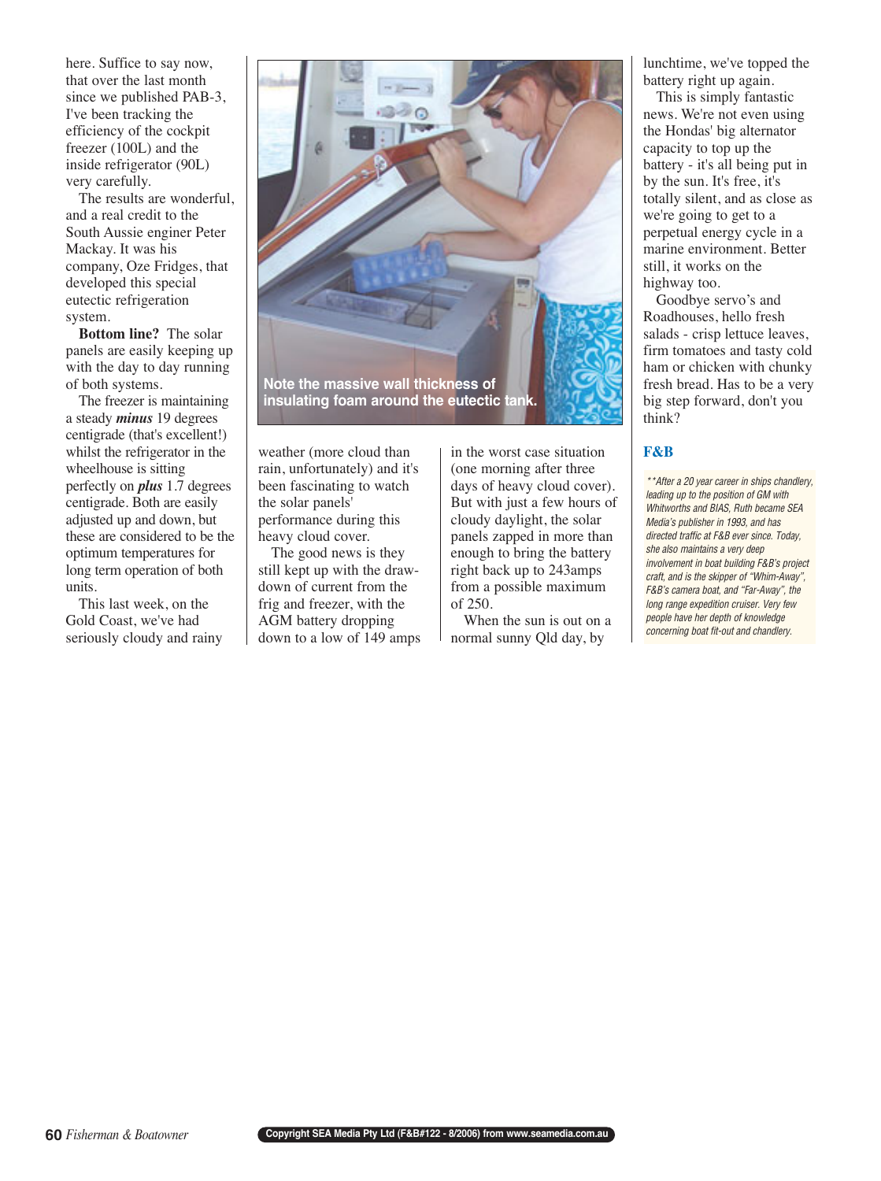here. Suffice to say now, that over the last month since we published PAB-3, I've been tracking the efficiency of the cockpit freezer (100L) and the inside refrigerator (90L) very carefully.

The results are wonderful, and a real credit to the South Aussie enginer Peter Mackay. It was his company, Oze Fridges, that developed this special eutectic refrigeration system.

**Bottom line?** The solar panels are easily keeping up with the day to day running of both systems.

The freezer is maintaining a steady ***minus*** 19 degrees centigrade (that's excellent!) whilst the refrigerator in the wheelhouse is sitting perfectly on ***plus*** 1.7 degrees centigrade. Both are easily adjusted up and down, but these are considered to be the optimum temperatures for long term operation of both units.

This last week, on the Gold Coast, we've had seriously cloudy and rainy weather (more cloud than rain, unfortunately) and it's been fascinating to watch the solar panels' performance during this heavy cloud cover.

The good news is they still kept up with the draw-down of current from the frig and freezer, with the AGM battery dropping down to a low of 149 amps in the worst case situation (one morning after three days of heavy cloud cover). But with just a few hours of cloudy daylight, the solar panels zapped in more than enough to bring the battery right back up to 243amps from a possible maximum of 250.

When the sun is out on a normal sunny Qld day, by lunchtime, we've topped the battery right up again.

This is simply fantastic news. We're not even using the Hondas' big alternator capacity to top up the battery - it's all being put in by the sun. It's free, it's totally silent, and as close as we're going to get to a perpetual energy cycle in a marine environment. Better still, it works on the highway too.

Goodbye servo's and Roadhouses, hello fresh salads - crisp lettuce leaves, firm tomatoes and tasty cold ham or chicken with chunky fresh bread. Has to be a very big step forward, don't you think?

**F&B**

Note the massive wall thickness of insulating foam around the eutectic tank.

*\*\*After a 20 year career in ships chandlery, leading up to the position of GM with Whitworths and BIAS, Ruth became SEA Media's publisher in 1993, and has directed traffic at F&B ever since. Today, she also maintains a very deep involvement in boat building F&B's project craft, and is the skipper of "Whim-Away", F&B's camera boat, and "Far-Away", the long range expedition cruiser. Very few people have her depth of knowledge concerning boat fit-out and chandlery.*